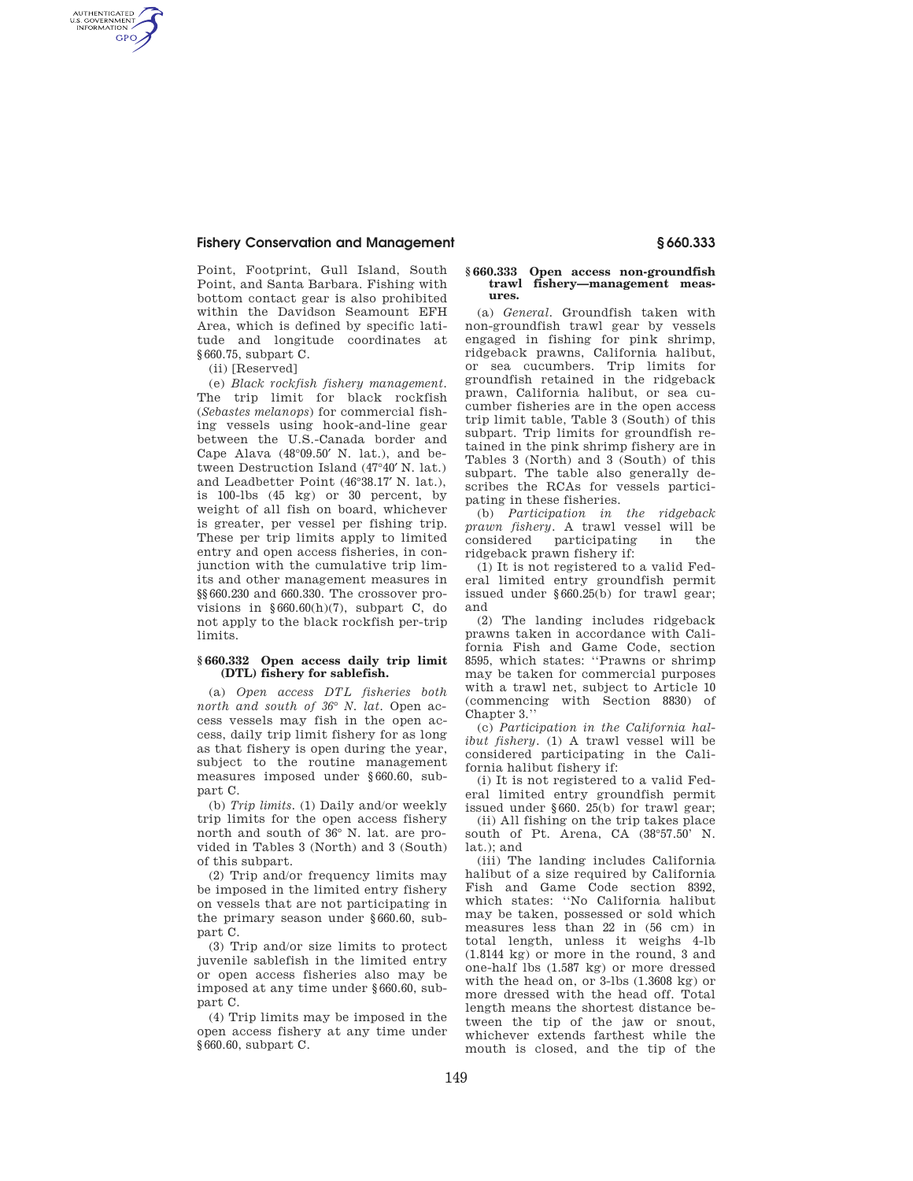Point, Footprint, Gull Island, South Point, and Santa Barbara. Fishing with bottom contact gear is also prohibited within the Davidson Seamount EFH Area, which is defined by specific latitude and longitude coordinates at §660.75, subpart C.

(ii) [Reserved]

(e) *Black rockfish fishery management.* The trip limit for black rockfish (*Sebastes melanops*) for commercial fishing vessels using hook-and-line gear between the U.S.-Canada border and Cape Alava (48°09.50′ N. lat.), and between Destruction Island (47°40′ N. lat.) and Leadbetter Point (46°38.17′ N. lat.), is 100-lbs (45 kg) or 30 percent, by weight of all fish on board, whichever is greater, per vessel per fishing trip. These per trip limits apply to limited entry and open access fisheries, in conjunction with the cumulative trip limits and other management measures in §§660.230 and 660.330. The crossover provisions in §660.60(h)(7), subpart C, do not apply to the black rockfish per-trip limits.

## §660.332 Open access daily trip limit (DTL) fishery for sablefish.

(a) *Open access DTL fisheries both north and south of 36° N. lat.* Open access vessels may fish in the open access, daily trip limit fishery for as long as that fishery is open during the year, subject to the routine management measures imposed under §660.60, subpart C.

(b) *Trip limits.* (1) Daily and/or weekly trip limits for the open access fishery north and south of 36° N. lat. are provided in Tables 3 (North) and 3 (South) of this subpart.

(2) Trip and/or frequency limits may be imposed in the limited entry fishery on vessels that are not participating in the primary season under §660.60, subpart C.

(3) Trip and/or size limits to protect juvenile sablefish in the limited entry or open access fisheries also may be imposed at any time under §660.60, subpart C.

(4) Trip limits may be imposed in the open access fishery at any time under §660.60, subpart C.

## §660.333 Open access non-groundfish trawl fishery—management measures.

(a) *General.* Groundfish taken with non-groundfish trawl gear by vessels engaged in fishing for pink shrimp, ridgeback prawns, California halibut, or sea cucumbers. Trip limits for groundfish retained in the ridgeback prawn, California halibut, or sea cucumber fisheries are in the open access trip limit table, Table 3 (South) of this subpart. Trip limits for groundfish retained in the pink shrimp fishery are in Tables 3 (North) and 3 (South) of this subpart. The table also generally describes the RCAs for vessels participating in these fisheries.

(b) *Participation in the ridgeback prawn fishery.* A trawl vessel will be considered participating in the ridgeback prawn fishery if:

(1) It is not registered to a valid Federal limited entry groundfish permit issued under §660.25(b) for trawl gear; and

(2) The landing includes ridgeback prawns taken in accordance with California Fish and Game Code, section 8595, which states: ''Prawns or shrimp may be taken for commercial purposes with a trawl net, subject to Article 10 (commencing with Section 8830) of Chapter 3.''

(c) *Participation in the California halibut fishery.* (1) A trawl vessel will be considered participating in the California halibut fishery if:

(i) It is not registered to a valid Federal limited entry groundfish permit issued under §660. 25(b) for trawl gear;

(ii) All fishing on the trip takes place south of Pt. Arena, CA (38°57.50' N. lat.); and

(iii) The landing includes California halibut of a size required by California Fish and Game Code section 8392, which states: ''No California halibut may be taken, possessed or sold which measures less than 22 in (56 cm) in total length, unless it weighs 4-lb (1.8144 kg) or more in the round, 3 and one-half lbs (1.587 kg) or more dressed with the head on, or 3-lbs (1.3608 kg) or more dressed with the head off. Total length means the shortest distance between the tip of the jaw or snout, whichever extends farthest while the mouth is closed, and the tip of the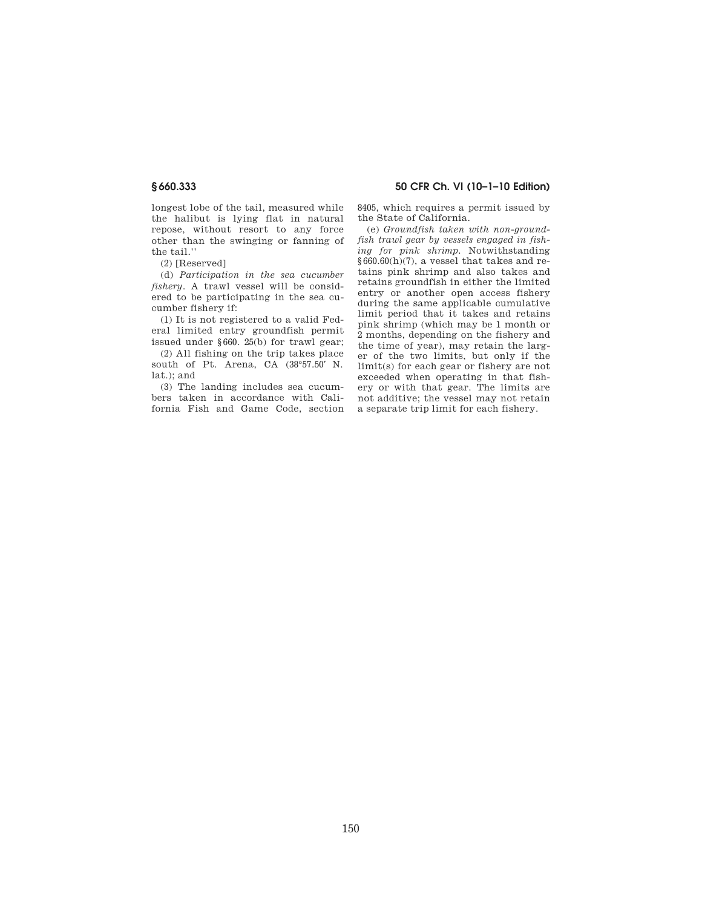longest lobe of the tail, measured while the halibut is lying flat in natural repose, without resort to any force other than the swinging or fanning of the tail.''

(2) [Reserved]

(d) *Participation in the sea cucumber fishery*. A trawl vessel will be considered to be participating in the sea cucumber fishery if:

(1) It is not registered to a valid Federal limited entry groundfish permit issued under §660. 25(b) for trawl gear;

(2) All fishing on the trip takes place south of Pt. Arena, CA (38°57.50′ N. lat.); and

(3) The landing includes sea cucumbers taken in accordance with California Fish and Game Code, section 8405, which requires a permit issued by the State of California.

(e) *Groundfish taken with non-groundfish trawl gear by vessels engaged in fishing for pink shrimp*. Notwithstanding §660.60(h)(7), a vessel that takes and retains pink shrimp and also takes and retains groundfish in either the limited entry or another open access fishery during the same applicable cumulative limit period that it takes and retains pink shrimp (which may be 1 month or 2 months, depending on the fishery and the time of year), may retain the larger of the two limits, but only if the limit(s) for each gear or fishery are not exceeded when operating in that fishery or with that gear. The limits are not additive; the vessel may not retain a separate trip limit for each fishery.